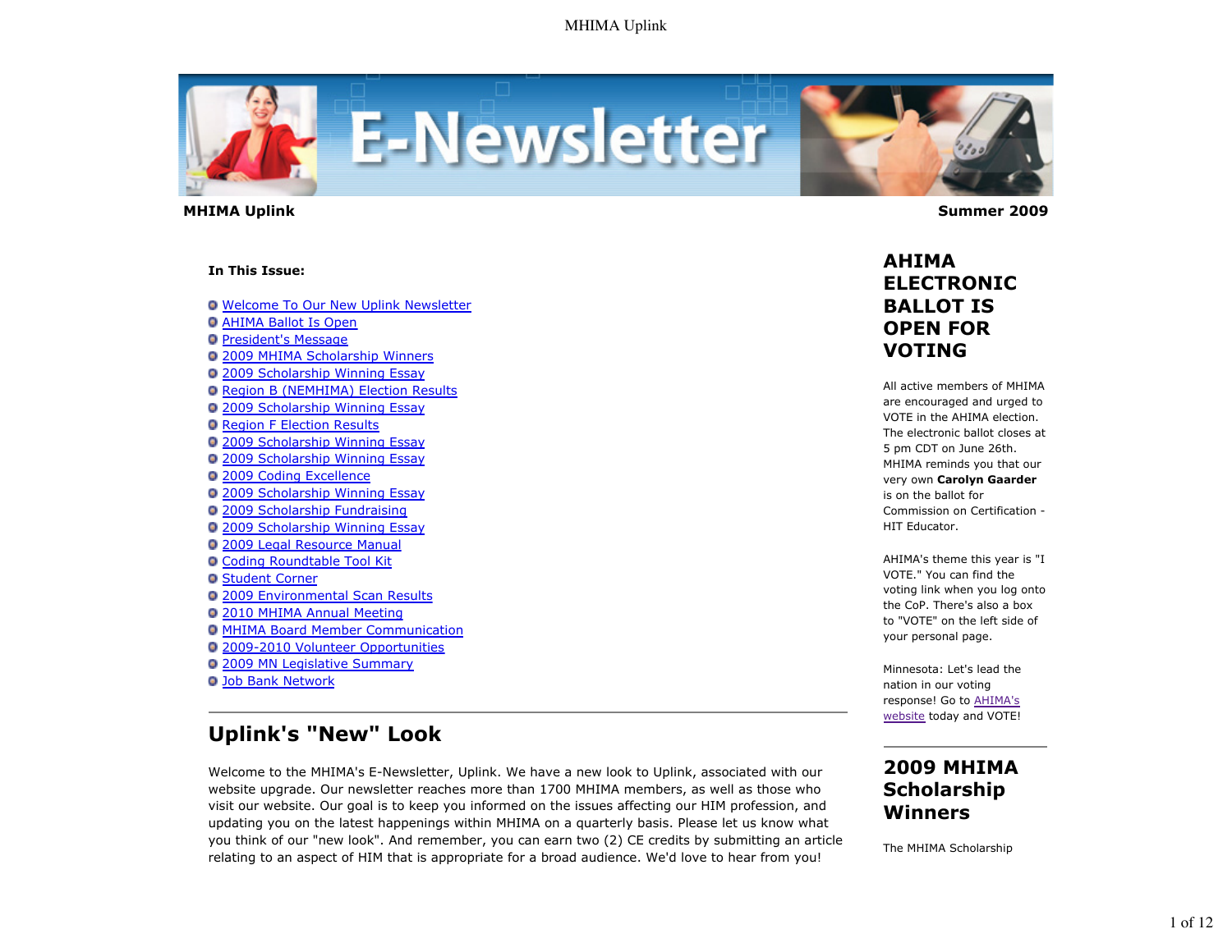**MHIMA Uplink** **Summer 2009**

**In This Issue:**

- Welcome To Our New Uplink Newsletter
- AHIMA Ballot Is Open
- President's Message
- 2009 MHIMA Scholarship Winners
- 2009 Scholarship Winning Essay
- Region B (NEMHIMA) Election Results
- 2009 Scholarship Winning Essay
- Region F Election Results
- 2009 Scholarship Winning Essay
- 2009 Scholarship Winning Essay
- 2009 Coding Excellence
- 2009 Scholarship Winning Essay
- 2009 Scholarship Fundraising
- 2009 Scholarship Winning Essay
- 2009 Legal Resource Manual
- Coding Roundtable Tool Kit
- Student Corner
- 2009 Environmental Scan Results
- 2010 MHIMA Annual Meeting
- MHIMA Board Member Communication
- 2009-2010 Volunteer Opportunities
- 2009 MN Legislative Summary
- Job Bank Network

## Uplink's "New" Look

Welcome to the MHIMA's E-Newsletter, Uplink. We have a new look to Uplink, associated with our website upgrade. Our newsletter reaches more than 1700 MHIMA members, as well as those who visit our website. Our goal is to keep you informed on the issues affecting our HIM profession, and updating you on the latest happenings within MHIMA on a quarterly basis. Please let us know what you think of our "new look". And remember, you can earn two (2) CE credits by submitting an article relating to an aspect of HIM that is appropriate for a broad audience. We'd love to hear from you!

## AHIMA ELECTRONIC BALLOT IS OPEN FOR VOTING

All active members of MHIMA are encouraged and urged to VOTE in the AHIMA election. The electronic ballot closes at 5 pm CDT on June 26th. MHIMA reminds you that our very own **Carolyn Gaarder** is on the ballot for Commission on Certification - HIT Educator.

AHIMA's theme this year is "I VOTE." You can find the voting link when you log onto the CoP. There's also a box to "VOTE" on the left side of your personal page.

Minnesota: Let's lead the nation in our voting response! Go to AHIMA's website today and VOTE!

## 2009 MHIMA Scholarship Winners

The MHIMA Scholarship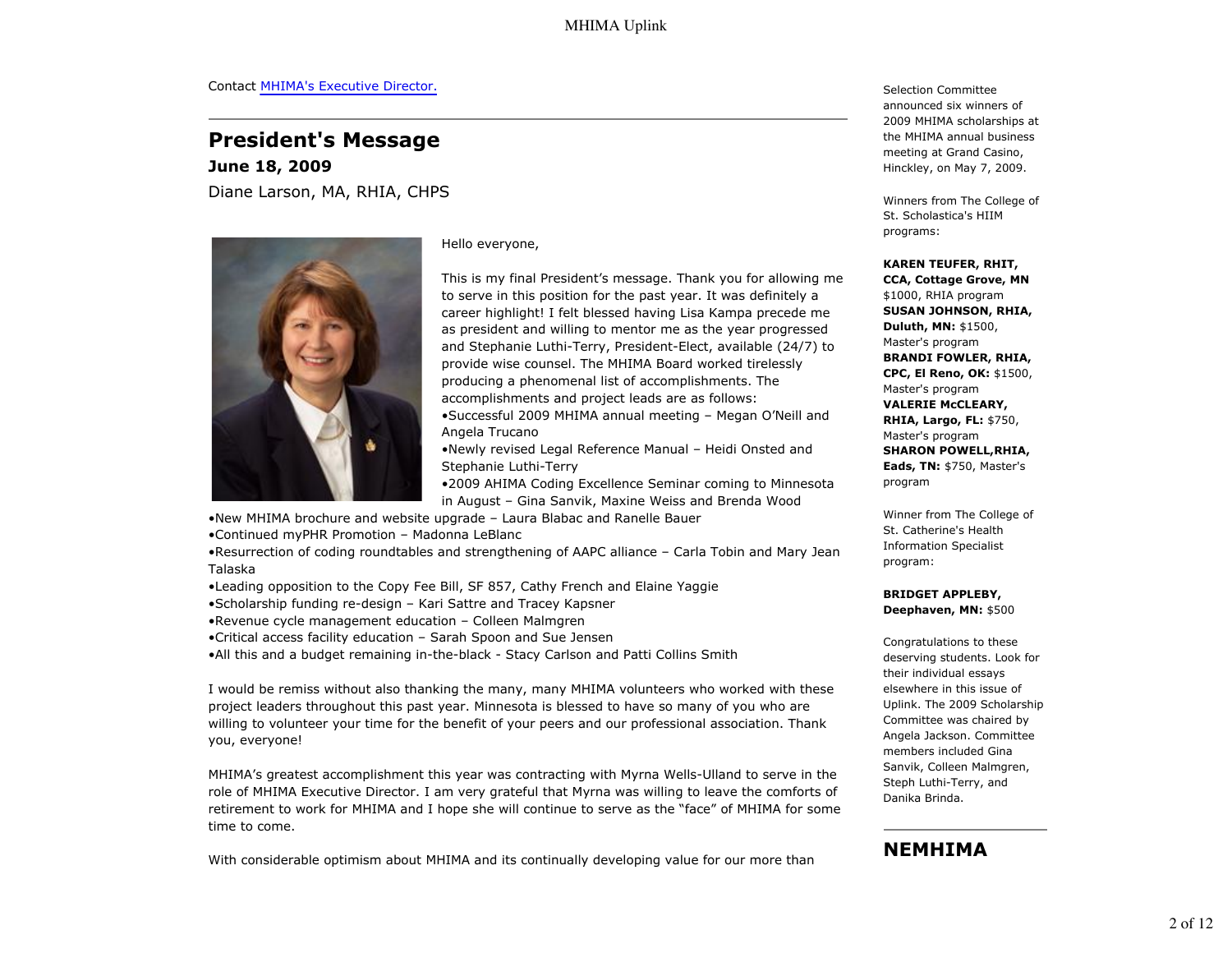Contact [MHIMA's Executive Director.](#)

## President's Message

### June 18, 2009

Diane Larson, MA, RHIA, CHPS

Hello everyone,

This is my final President's message. Thank you for allowing me to serve in this position for the past year. It was definitely a career highlight! I felt blessed having Lisa Kampa precede me as president and willing to mentor me as the year progressed and Stephanie Luthi-Terry, President-Elect, available (24/7) to provide wise counsel. The MHIMA Board worked tirelessly producing a phenomenal list of accomplishments. The accomplishments and project leads are as follows:

- Successful 2009 MHIMA annual meeting – Megan O'Neill and Angela Trucano
- Newly revised Legal Reference Manual – Heidi Onsted and Stephanie Luthi-Terry
- 2009 AHIMA Coding Excellence Seminar coming to Minnesota in August – Gina Sanvik, Maxine Weiss and Brenda Wood
- New MHIMA brochure and website upgrade – Laura Blabac and Ranelle Bauer
- Continued myPHR Promotion – Madonna LeBlanc
- Resurrection of coding roundtables and strengthening of AAPC alliance – Carla Tobin and Mary Jean Talaska
- Leading opposition to the Copy Fee Bill, SF 857, Cathy French and Elaine Yaggie
- Scholarship funding re-design – Kari Sattre and Tracey Kapsner
- Revenue cycle management education – Colleen Malmgren
- Critical access facility education – Sarah Spoon and Sue Jensen
- All this and a budget remaining in-the-black - Stacy Carlson and Patti Collins Smith

I would be remiss without also thanking the many, many MHIMA volunteers who worked with these project leaders throughout this past year. Minnesota is blessed to have so many of you who are willing to volunteer your time for the benefit of your peers and our professional association. Thank you, everyone!

MHIMA's greatest accomplishment this year was contracting with Myrna Wells-Ulland to serve in the role of MHIMA Executive Director. I am very grateful that Myrna was willing to leave the comforts of retirement to work for MHIMA and I hope she will continue to serve as the "face" of MHIMA for some time to come.

With considerable optimism about MHIMA and its continually developing value for our more than

Selection Committee announced six winners of 2009 MHIMA scholarships at the MHIMA annual business meeting at Grand Casino, Hinckley, on May 7, 2009.

Winners from The College of St. Scholastica's HIIM programs:

**KAREN TEUFER, RHIT, CCA, Cottage Grove, MN** $1000, RHIA program
**SUSAN JOHNSON, RHIA, Duluth, MN:** $1500, Master's program
**BRANDI FOWLER, RHIA, CPC, El Reno, OK:** $1500, Master's program
**VALERIE McCLEARY, RHIA, Largo, FL:** $750, Master's program
**SHARON POWELL,RHIA, Eads, TN:** $750, Master's program

Winner from The College of St. Catherine's Health Information Specialist program:

**BRIDGET APPLEBY, Deephaven, MN:** $500

Congratulations to these deserving students. Look for their individual essays elsewhere in this issue of Uplink. The 2009 Scholarship Committee was chaired by Angela Jackson. Committee members included Gina Sanvik, Colleen Malmgren, Steph Luthi-Terry, and Danika Brinda.

## NEMHIMA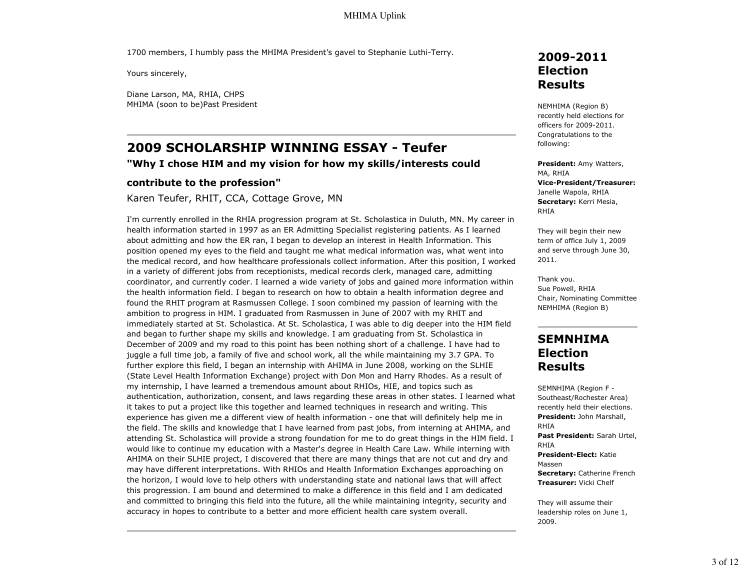1700 members, I humbly pass the MHIMA President's gavel to Stephanie Luthi-Terry.

Yours sincerely,

Diane Larson, MA, RHIA, CHPS
MHIMA (soon to be)Past President

---

## 2009 SCHOLARSHIP WINNING ESSAY - Teufer

### "Why I chose HIM and my vision for how my skills/interests could contribute to the profession"

Karen Teufer, RHIT, CCA, Cottage Grove, MN

I'm currently enrolled in the RHIA progression program at St. Scholastica in Duluth, MN. My career in health information started in 1997 as an ER Admitting Specialist registering patients. As I learned about admitting and how the ER ran, I began to develop an interest in Health Information. This position opened my eyes to the field and taught me what medical information was, what went into the medical record, and how healthcare professionals collect information. After this position, I worked in a variety of different jobs from receptionists, medical records clerk, managed care, admitting coordinator, and currently coder. I learned a wide variety of jobs and gained more information within the health information field. I began to research on how to obtain a health information degree and found the RHIT program at Rasmussen College. I soon combined my passion of learning with the ambition to progress in HIM. I graduated from Rasmussen in June of 2007 with my RHIT and immediately started at St. Scholastica. At St. Scholastica, I was able to dig deeper into the HIM field and began to further shape my skills and knowledge. I am graduating from St. Scholastica in December of 2009 and my road to this point has been nothing short of a challenge. I have had to juggle a full time job, a family of five and school work, all the while maintaining my 3.7 GPA. To further explore this field, I began an internship with AHIMA in June 2008, working on the SLHIE (State Level Health Information Exchange) project with Don Mon and Harry Rhodes. As a result of my internship, I have learned a tremendous amount about RHIOs, HIE, and topics such as authentication, authorization, consent, and laws regarding these areas in other states. I learned what it takes to put a project like this together and learned techniques in research and writing. This experience has given me a different view of health information - one that will definitely help me in the field. The skills and knowledge that I have learned from past jobs, from interning at AHIMA, and attending St. Scholastica will provide a strong foundation for me to do great things in the HIM field. I would like to continue my education with a Master's degree in Health Care Law. While interning with AHIMA on their SLHIE project, I discovered that there are many things that are not cut and dry and may have different interpretations. With RHIOs and Health Information Exchanges approaching on the horizon, I would love to help others with understanding state and national laws that will affect this progression. I am bound and determined to make a difference in this field and I am dedicated and committed to bringing this field into the future, all the while maintaining integrity, security and accuracy in hopes to contribute to a better and more efficient health care system overall.

---

## 2009-2011 Election Results

NEMHIMA (Region B) recently held elections for officers for 2009-2011. Congratulations to the following:

**President:** Amy Watters, MA, RHIA
**Vice-President/Treasurer:** Janelle Wapola, RHIA
**Secretary:** Kerri Mesia, RHIA

They will begin their new term of office July 1, 2009 and serve through June 30, 2011.

Thank you.
Sue Powell, RHIA
Chair, Nominating Committee
NEMHIMA (Region B)

---

## SEMNHIMA Election Results

SEMNHIMA (Region F - Southeast/Rochester Area) recently held their elections.
**President:** John Marshall, RHIA
**Past President:** Sarah Urtel, RHIA
**President-Elect:** Katie Massen
**Secretary:** Catherine French
**Treasurer:** Vicki Chelf

They will assume their leadership roles on June 1, 2009.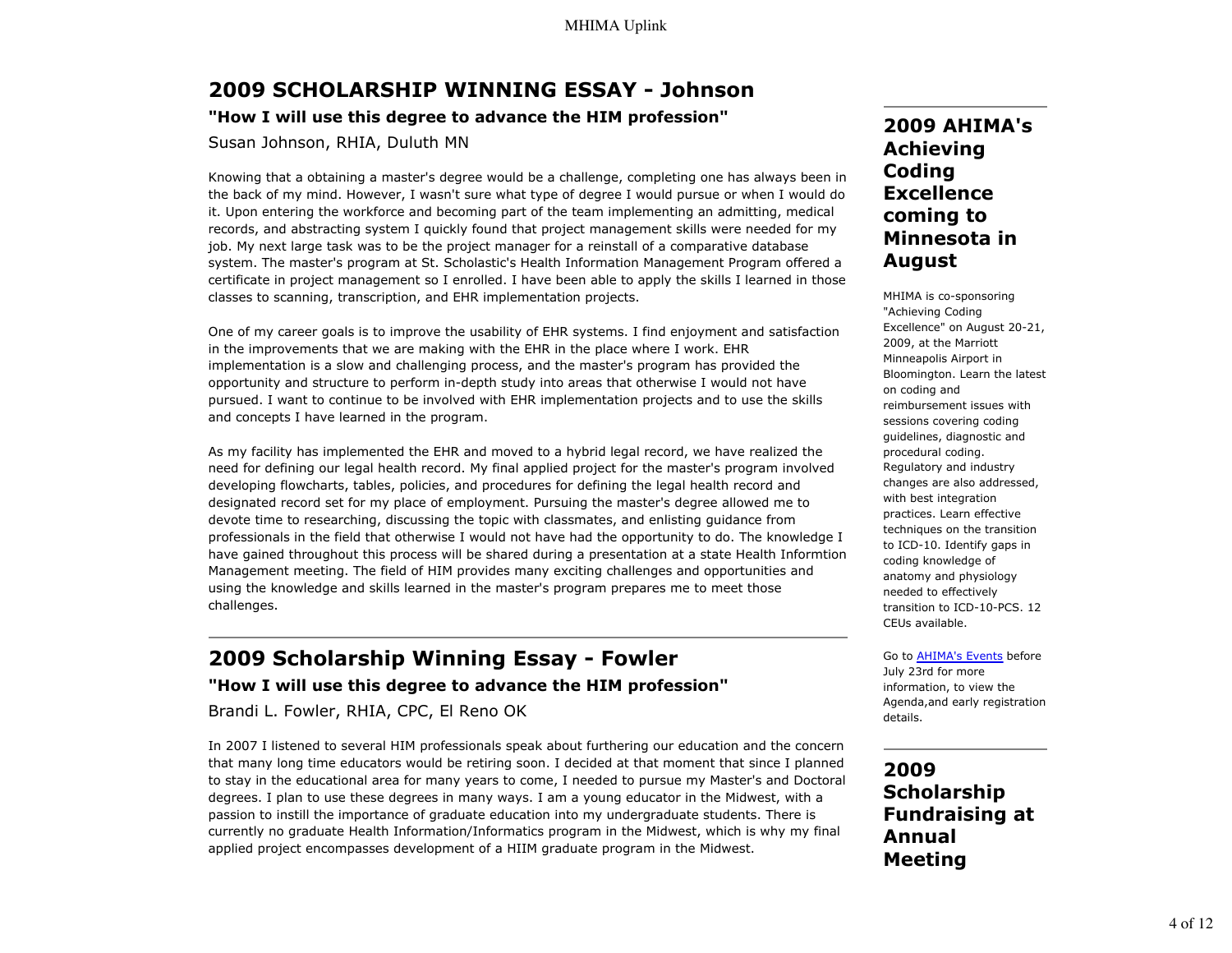## 2009 SCHOLARSHIP WINNING ESSAY - Johnson

### "How I will use this degree to advance the HIM profession"

Susan Johnson, RHIA, Duluth MN

Knowing that a obtaining a master's degree would be a challenge, completing one has always been in the back of my mind. However, I wasn't sure what type of degree I would pursue or when I would do it. Upon entering the workforce and becoming part of the team implementing an admitting, medical records, and abstracting system I quickly found that project management skills were needed for my job. My next large task was to be the project manager for a reinstall of a comparative database system. The master's program at St. Scholastic's Health Information Management Program offered a certificate in project management so I enrolled. I have been able to apply the skills I learned in those classes to scanning, transcription, and EHR implementation projects.

One of my career goals is to improve the usability of EHR systems. I find enjoyment and satisfaction in the improvements that we are making with the EHR in the place where I work. EHR implementation is a slow and challenging process, and the master's program has provided the opportunity and structure to perform in-depth study into areas that otherwise I would not have pursued. I want to continue to be involved with EHR implementation projects and to use the skills and concepts I have learned in the program.

As my facility has implemented the EHR and moved to a hybrid legal record, we have realized the need for defining our legal health record. My final applied project for the master's program involved developing flowcharts, tables, policies, and procedures for defining the legal health record and designated record set for my place of employment. Pursuing the master's degree allowed me to devote time to researching, discussing the topic with classmates, and enlisting guidance from professionals in the field that otherwise I would not have had the opportunity to do. The knowledge I have gained throughout this process will be shared during a presentation at a state Health Informtion Management meeting. The field of HIM provides many exciting challenges and opportunities and using the knowledge and skills learned in the master's program prepares me to meet those challenges.

---

## 2009 Scholarship Winning Essay - Fowler

### "How I will use this degree to advance the HIM profession"

Brandi L. Fowler, RHIA, CPC, El Reno OK

In 2007 I listened to several HIM professionals speak about furthering our education and the concern that many long time educators would be retiring soon. I decided at that moment that since I planned to stay in the educational area for many years to come, I needed to pursue my Master's and Doctoral degrees. I plan to use these degrees in many ways. I am a young educator in the Midwest, with a passion to instill the importance of graduate education into my undergraduate students. There is currently no graduate Health Information/Informatics program in the Midwest, which is why my final applied project encompasses development of a HIIM graduate program in the Midwest.

---

## 2009 AHIMA's Achieving Coding Excellence coming to Minnesota in August

MHIMA is co-sponsoring "Achieving Coding Excellence" on August 20-21, 2009, at the Marriott Minneapolis Airport in Bloomington. Learn the latest on coding and reimbursement issues with sessions covering coding guidelines, diagnostic and procedural coding. Regulatory and industry changes are also addressed, with best integration practices. Learn effective techniques on the transition to ICD-10. Identify gaps in coding knowledge of anatomy and physiology needed to effectively transition to ICD-10-PCS. 12 CEUs available.

Go to AHIMA's Events before July 23rd for more information, to view the Agenda,and early registration details.

---

## 2009 Scholarship Fundraising at Annual Meeting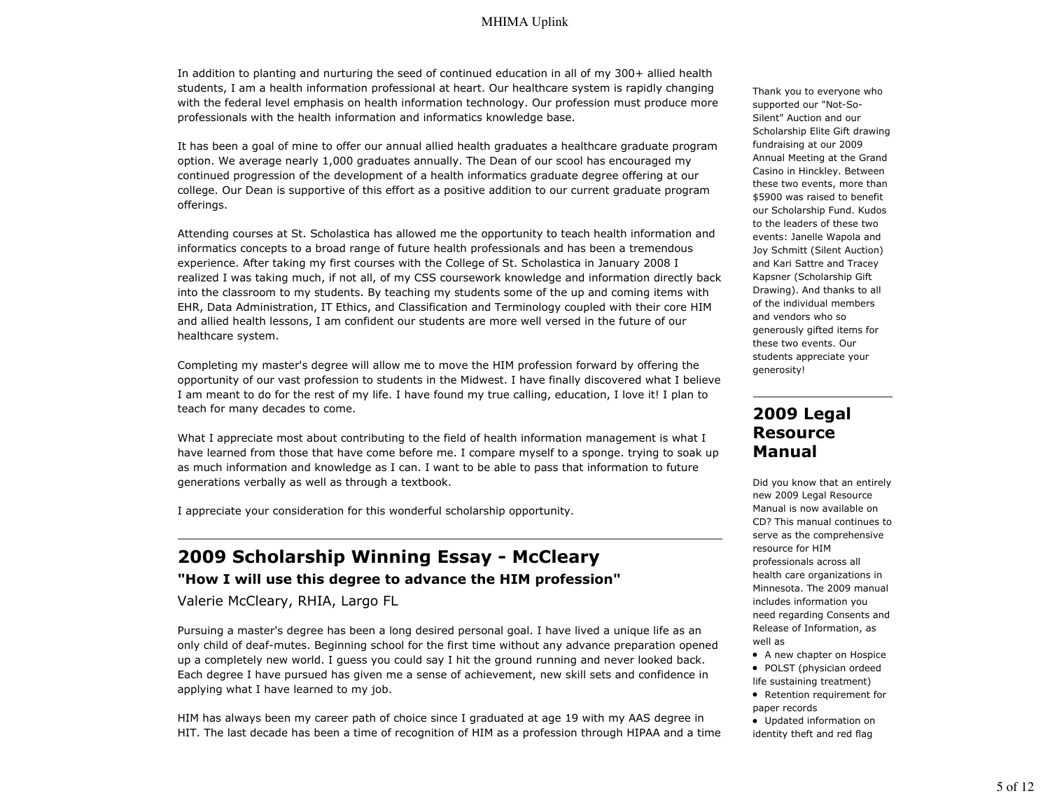In addition to planting and nurturing the seed of continued education in all of my 300+ allied health students, I am a health information professional at heart. Our healthcare system is rapidly changing with the federal level emphasis on health information technology. Our profession must produce more professionals with the health information and informatics knowledge base.

It has been a goal of mine to offer our annual allied health graduates a healthcare graduate program option. We average nearly 1,000 graduates annually. The Dean of our scool has encouraged my continued progression of the development of a health informatics graduate degree offering at our college. Our Dean is supportive of this effort as a positive addition to our current graduate program offerings.

Attending courses at St. Scholastica has allowed me the opportunity to teach health information and informatics concepts to a broad range of future health professionals and has been a tremendous experience. After taking my first courses with the College of St. Scholastica in January 2008 I realized I was taking much, if not all, of my CSS coursework knowledge and information directly back into the classroom to my students. By teaching my students some of the up and coming items with EHR, Data Administration, IT Ethics, and Classification and Terminology coupled with their core HIM and allied health lessons, I am confident our students are more well versed in the future of our healthcare system.

Completing my master's degree will allow me to move the HIM profession forward by offering the opportunity of our vast profession to students in the Midwest. I have finally discovered what I believe I am meant to do for the rest of my life. I have found my true calling, education, I love it! I plan to teach for many decades to come.

What I appreciate most about contributing to the field of health information management is what I have learned from those that have come before me. I compare myself to a sponge. trying to soak up as much information and knowledge as I can. I want to be able to pass that information to future generations verbally as well as through a textbook.

I appreciate your consideration for this wonderful scholarship opportunity.

---

## 2009 Scholarship Winning Essay - McCleary

### "How I will use this degree to advance the HIM profession"

Valerie McCleary, RHIA, Largo FL

Pursuing a master's degree has been a long desired personal goal. I have lived a unique life as an only child of deaf-mutes. Beginning school for the first time without any advance preparation opened up a completely new world. I guess you could say I hit the ground running and never looked back. Each degree I have pursued has given me a sense of achievement, new skill sets and confidence in applying what I have learned to my job.

HIM has always been my career path of choice since I graduated at age 19 with my AAS degree in HIT. The last decade has been a time of recognition of HIM as a profession through HIPAA and a time

---

Thank you to everyone who supported our "Not-So-Silent" Auction and our Scholarship Elite Gift drawing fundraising at our 2009 Annual Meeting at the Grand Casino in Hinckley. Between these two events, more than $5900 was raised to benefit our Scholarship Fund. Kudos to the leaders of these two events: Janelle Wapola and Joy Schmitt (Silent Auction) and Kari Sattre and Tracey Kapsner (Scholarship Gift Drawing). And thanks to all of the individual members and vendors who so generously gifted items for these two events. Our students appreciate your generosity!

---

## 2009 Legal Resource Manual

Did you know that an entirely new 2009 Legal Resource Manual is now available on CD? This manual continues to serve as the comprehensive resource for HIM professionals across all health care organizations in Minnesota. The 2009 manual includes information you need regarding Consents and Release of Information, as well as

- A new chapter on Hospice
- POLST (physician ordeed life sustaining treatment)
- Retention requirement for paper records
- Updated information on identity theft and red flag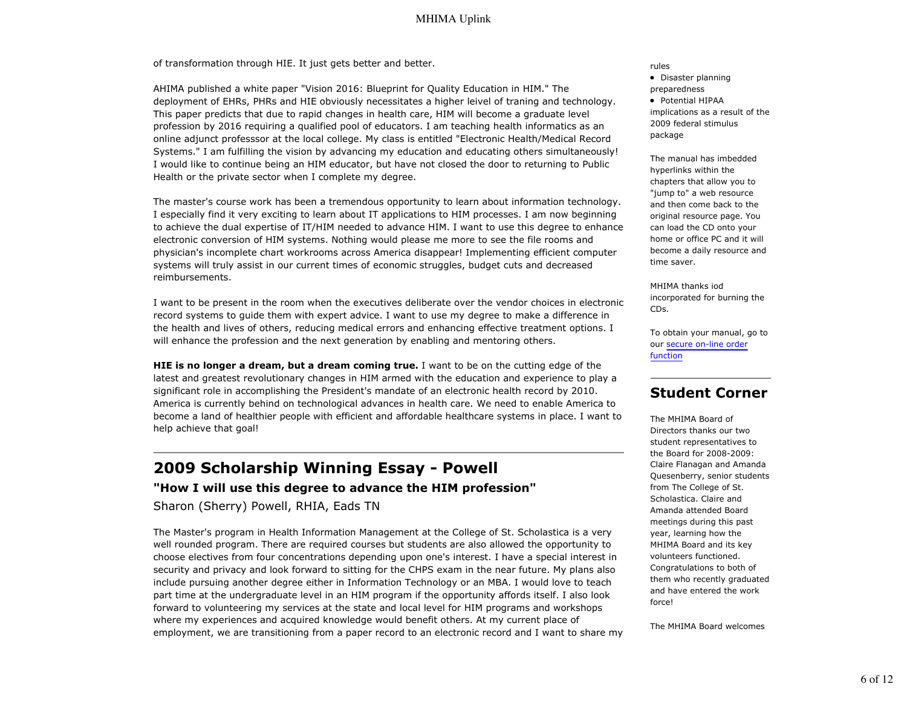of transformation through HIE. It just gets better and better.

AHIMA published a white paper "Vision 2016: Blueprint for Quality Education in HIM." The deployment of EHRs, PHRs and HIE obviously necessitates a higher leivel of traning and technology. This paper predicts that due to rapid changes in health care, HIM will become a graduate level profession by 2016 requiring a qualified pool of educators. I am teaching health informatics as an online adjunct professsor at the local college. My class is entitled "Electronic Health/Medical Record Systems." I am fulfilling the vision by advancing my education and educating others simultaneously! I would like to continue being an HIM educator, but have not closed the door to returning to Public Health or the private sector when I complete my degree.

The master's course work has been a tremendous opportunity to learn about information technology. I especially find it very exciting to learn about IT applications to HIM processes. I am now beginning to achieve the dual expertise of IT/HIM needed to advance HIM. I want to use this degree to enhance electronic conversion of HIM systems. Nothing would please me more to see the file rooms and physician's incomplete chart workrooms across America disappear! Implementing efficient computer systems will truly assist in our current times of economic struggles, budget cuts and decreased reimbursements.

I want to be present in the room when the executives deliberate over the vendor choices in electronic record systems to guide them with expert advice. I want to use my degree to make a difference in the health and lives of others, reducing medical errors and enhancing effective treatment options. I will enhance the profession and the next generation by enabling and mentoring others.

**HIE is no longer a dream, but a dream coming true.** I want to be on the cutting edge of the latest and greatest revolutionary changes in HIM armed with the education and experience to play a significant role in accomplishing the President's mandate of an electronic health record by 2010. America is currently behind on technological advances in health care. We need to enable America to become a land of healthier people with efficient and affordable healthcare systems in place. I want to help achieve that goal!

---

## 2009 Scholarship Winning Essay - Powell

### "How I will use this degree to advance the HIM profession"

Sharon (Sherry) Powell, RHIA, Eads TN

The Master's program in Health Information Management at the College of St. Scholastica is a very well rounded program. There are required courses but students are also allowed the opportunity to choose electives from four concentrations depending upon one's interest. I have a special interest in security and privacy and look forward to sitting for the CHPS exam in the near future. My plans also include pursuing another degree either in Information Technology or an MBA. I would love to teach part time at the undergraduate level in an HIM program if the opportunity affords itself. I also look forward to volunteering my services at the state and local level for HIM programs and workshops where my experiences and acquired knowledge would benefit others. At my current place of employment, we are transitioning from a paper record to an electronic record and I want to share my

rules

- Disaster planning preparedness
- Potential HIPAA implications as a result of the 2009 federal stimulus package

The manual has imbedded hyperlinks within the chapters that allow you to "jump to" a web resource and then come back to the original resource page. You can load the CD onto your home or office PC and it will become a daily resource and time saver.

MHIMA thanks iod incorporated for burning the CDs.

To obtain your manual, go to our secure on-line order function

---

## Student Corner

The MHIMA Board of Directors thanks our two student representatives to the Board for 2008-2009: Claire Flanagan and Amanda Quesenberry, senior students from The College of St. Scholastica. Claire and Amanda attended Board meetings during this past year, learning how the MHIMA Board and its key volunteers functioned. Congratulations to both of them who recently graduated and have entered the work force!

The MHIMA Board welcomes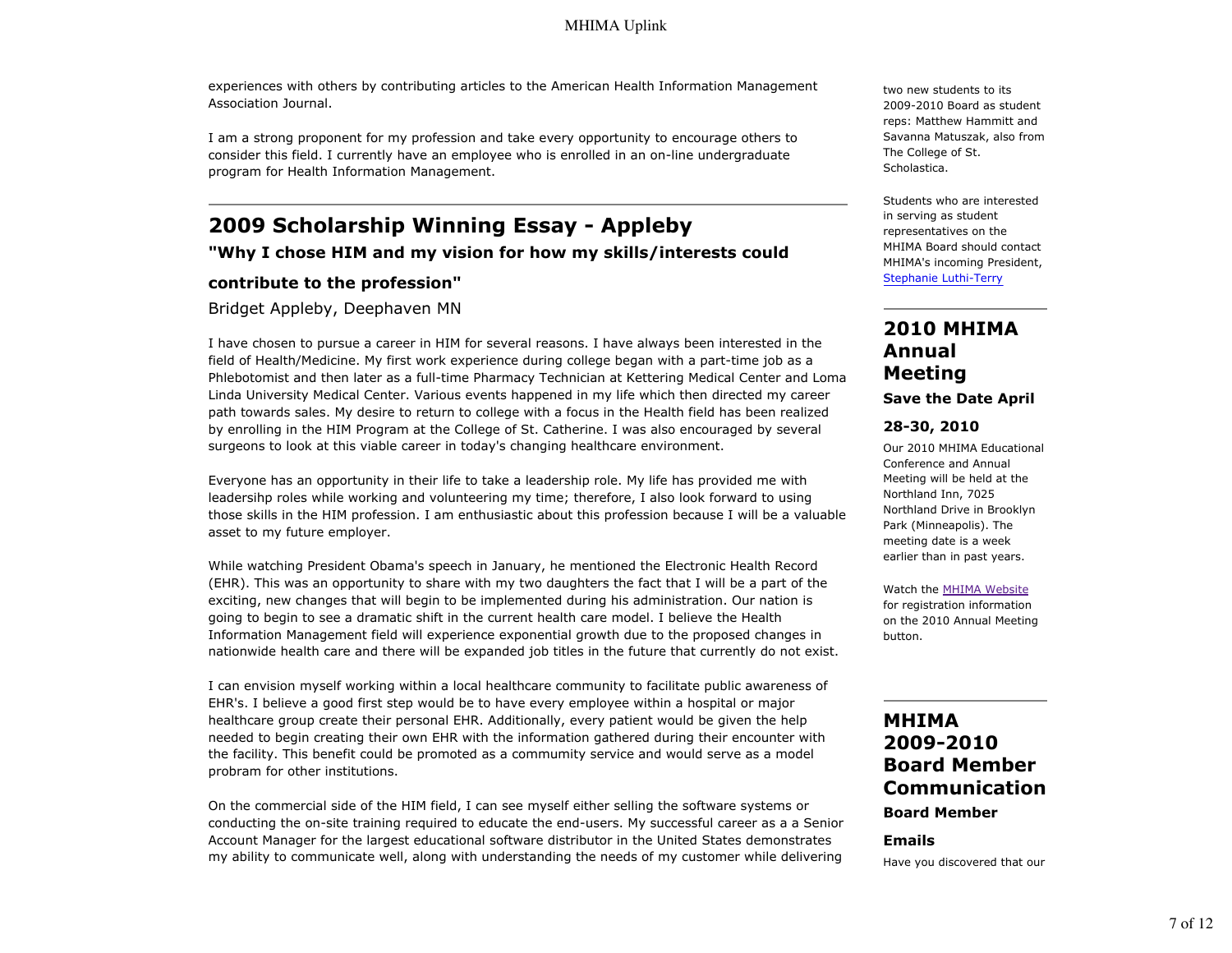experiences with others by contributing articles to the American Health Information Management Association Journal.

I am a strong proponent for my profession and take every opportunity to encourage others to consider this field. I currently have an employee who is enrolled in an on-line undergraduate program for Health Information Management.

---

## 2009 Scholarship Winning Essay - Appleby

### "Why I chose HIM and my vision for how my skills/interests could contribute to the profession"

Bridget Appleby, Deephaven MN

I have chosen to pursue a career in HIM for several reasons. I have always been interested in the field of Health/Medicine. My first work experience during college began with a part-time job as a Phlebotomist and then later as a full-time Pharmacy Technician at Kettering Medical Center and Loma Linda University Medical Center. Various events happened in my life which then directed my career path towards sales. My desire to return to college with a focus in the Health field has been realized by enrolling in the HIM Program at the College of St. Catherine. I was also encouraged by several surgeons to look at this viable career in today's changing healthcare environment.

Everyone has an opportunity in their life to take a leadership role. My life has provided me with leadersihp roles while working and volunteering my time; therefore, I also look forward to using those skills in the HIM profession. I am enthusiastic about this profession because I will be a valuable asset to my future employer.

While watching President Obama's speech in January, he mentioned the Electronic Health Record (EHR). This was an opportunity to share with my two daughters the fact that I will be a part of the exciting, new changes that will begin to be implemented during his administration. Our nation is going to begin to see a dramatic shift in the current health care model. I believe the Health Information Management field will experience exponential growth due to the proposed changes in nationwide health care and there will be expanded job titles in the future that currently do not exist.

I can envision myself working within a local healthcare community to facilitate public awareness of EHR's. I believe a good first step would be to have every employee within a hospital or major healthcare group create their personal EHR. Additionally, every patient would be given the help needed to begin creating their own EHR with the information gathered during their encounter with the facility. This benefit could be promoted as a commmunity service and would serve as a model probram for other institutions.

On the commercial side of the HIM field, I can see myself either selling the software systems or conducting the on-site training required to educate the end-users. My successful career as a a Senior Account Manager for the largest educational software distributor in the United States demonstrates my ability to communicate well, along with understanding the needs of my customer while delivering

two new students to its 2009-2010 Board as student reps: Matthew Hammitt and Savanna Matuszak, also from The College of St. Scholastica.

Students who are interested in serving as student representatives on the MHIMA Board should contact MHIMA's incoming President, Stephanie Luthi-Terry

---

## 2010 MHIMA Annual Meeting

### Save the Date April 28-30, 2010

Our 2010 MHIMA Educational Conference and Annual Meeting will be held at the Northland Inn, 7025 Northland Drive in Brooklyn Park (Minneapolis). The meeting date is a week earlier than in past years.

Watch the MHIMA Website for registration information on the 2010 Annual Meeting button.

---

## MHIMA 2009-2010 Board Member Communication

### Board Member Emails

Have you discovered that our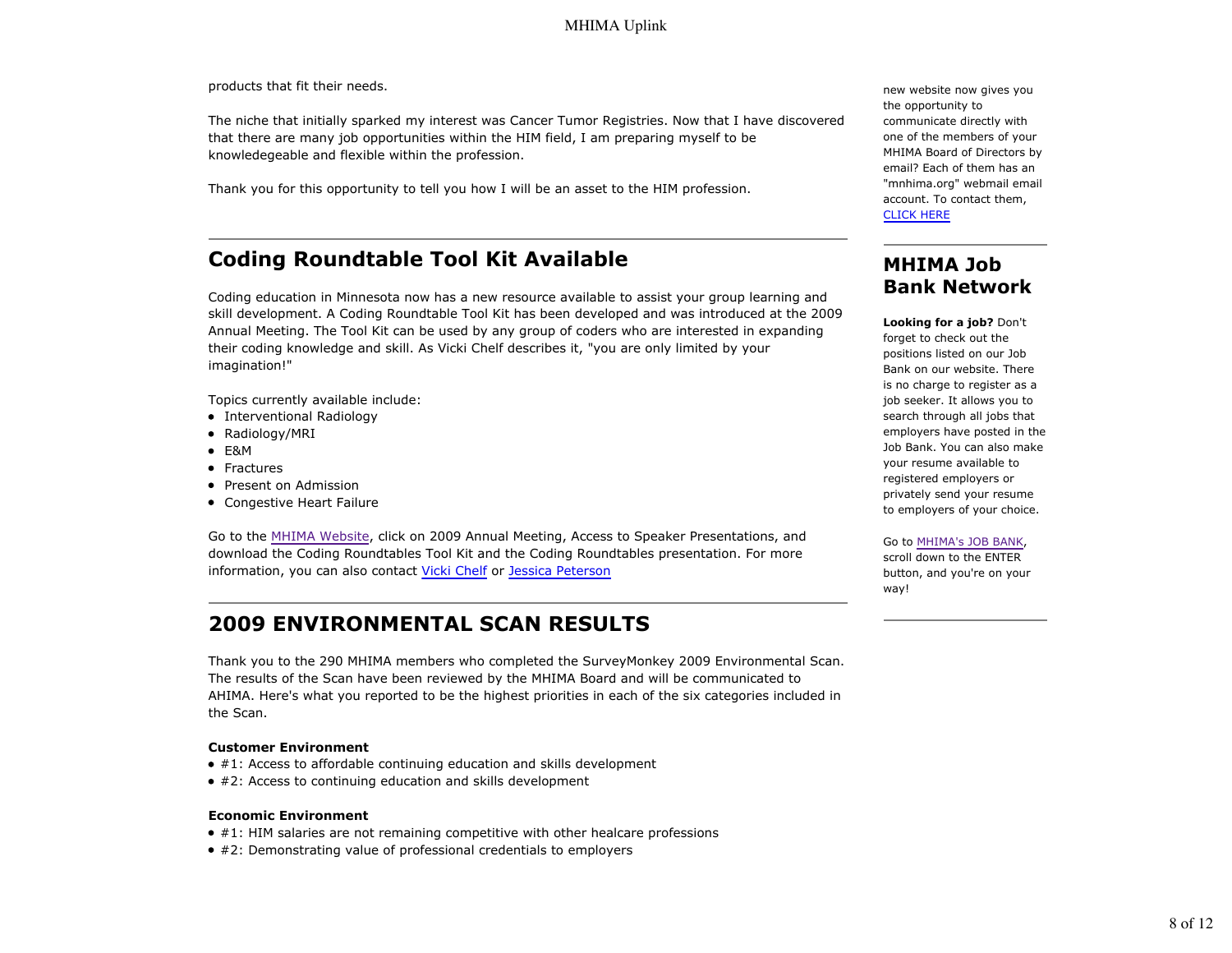products that fit their needs.

The niche that initially sparked my interest was Cancer Tumor Registries. Now that I have discovered that there are many job opportunities within the HIM field, I am preparing myself to be knowledegeable and flexible within the profession.

Thank you for this opportunity to tell you how I will be an asset to the HIM profession.

---

## Coding Roundtable Tool Kit Available

Coding education in Minnesota now has a new resource available to assist your group learning and skill development. A Coding Roundtable Tool Kit has been developed and was introduced at the 2009 Annual Meeting. The Tool Kit can be used by any group of coders who are interested in expanding their coding knowledge and skill. As Vicki Chelf describes it, "you are only limited by your imagination!"

Topics currently available include:

- Interventional Radiology
- Radiology/MRI
- E&M
- Fractures
- Present on Admission
- Congestive Heart Failure

Go to the MHIMA Website, click on 2009 Annual Meeting, Access to Speaker Presentations, and download the Coding Roundtables Tool Kit and the Coding Roundtables presentation. For more information, you can also contact Vicki Chelf or Jessica Peterson

---

## 2009 ENVIRONMENTAL SCAN RESULTS

Thank you to the 290 MHIMA members who completed the SurveyMonkey 2009 Environmental Scan. The results of the Scan have been reviewed by the MHIMA Board and will be communicated to AHIMA. Here's what you reported to be the highest priorities in each of the six categories included in the Scan.

**Customer Environment**

- #1: Access to affordable continuing education and skills development
- #2: Access to continuing education and skills development

**Economic Environment**

- #1: HIM salaries are not remaining competitive with other healcare professions
- #2: Demonstrating value of professional credentials to employers

---

new website now gives you the opportunity to communicate directly with one of the members of your MHIMA Board of Directors by email? Each of them has an "mnhima.org" webmail email account. To contact them, CLICK HERE

---

## MHIMA Job Bank Network

**Looking for a job?** Don't forget to check out the positions listed on our Job Bank on our website. There is no charge to register as a job seeker. It allows you to search through all jobs that employers have posted in the Job Bank. You can also make your resume available to registered employers or privately send your resume to employers of your choice.

Go to MHIMA's JOB BANK, scroll down to the ENTER button, and you're on your way!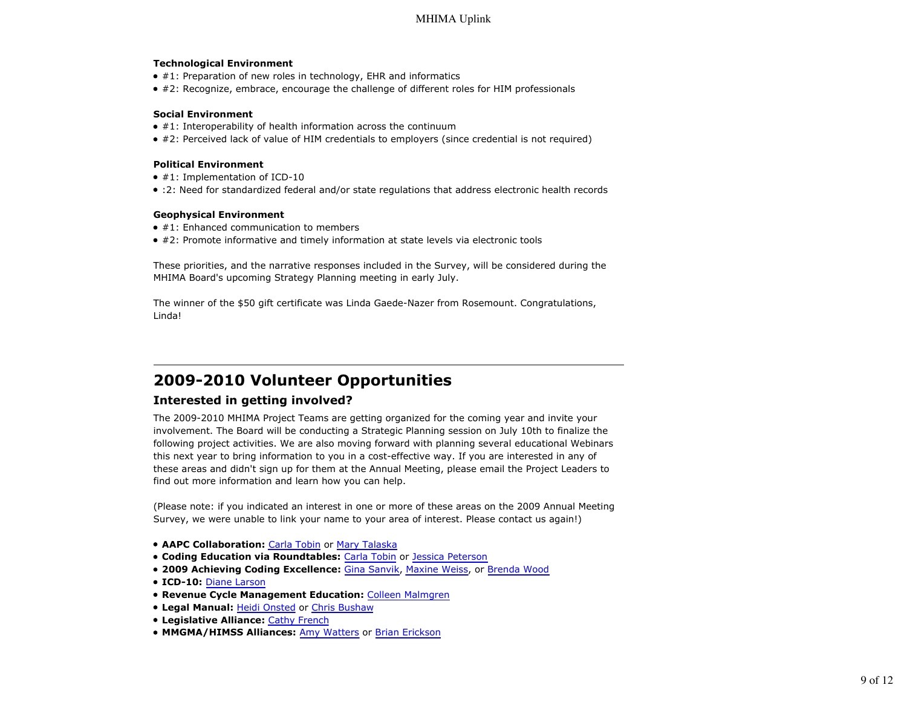**Technological Environment**

- #1: Preparation of new roles in technology, EHR and informatics
- #2: Recognize, embrace, encourage the challenge of different roles for HIM professionals

**Social Environment**

- #1: Interoperability of health information across the continuum
- #2: Perceived lack of value of HIM credentials to employers (since credential is not required)

**Political Environment**

- #1: Implementation of ICD-10
- :2: Need for standardized federal and/or state regulations that address electronic health records

**Geophysical Environment**

- #1: Enhanced communication to members
- #2: Promote informative and timely information at state levels via electronic tools

These priorities, and the narrative responses included in the Survey, will be considered during the MHIMA Board's upcoming Strategy Planning meeting in early July.

The winner of the $50 gift certificate was Linda Gaede-Nazer from Rosemount. Congratulations, Linda!

---

## 2009-2010 Volunteer Opportunities

### Interested in getting involved?

The 2009-2010 MHIMA Project Teams are getting organized for the coming year and invite your involvement. The Board will be conducting a Strategic Planning session on July 10th to finalize the following project activities. We are also moving forward with planning several educational Webinars this next year to bring information to you in a cost-effective way. If you are interested in any of these areas and didn't sign up for them at the Annual Meeting, please email the Project Leaders to find out more information and learn how you can help.

(Please note: if you indicated an interest in one or more of these areas on the 2009 Annual Meeting Survey, we were unable to link your name to your area of interest. Please contact us again!)

- **AAPC Collaboration:** Carla Tobin or Mary Talaska
- **Coding Education via Roundtables:** Carla Tobin or Jessica Peterson
- **2009 Achieving Coding Excellence:** Gina Sanvik, Maxine Weiss, or Brenda Wood
- **ICD-10:** Diane Larson
- **Revenue Cycle Management Education:** Colleen Malmgren
- **Legal Manual:** Heidi Onsted or Chris Bushaw
- **Legislative Alliance:** Cathy French
- **MMGMA/HIMSS Alliances:** Amy Watters or Brian Erickson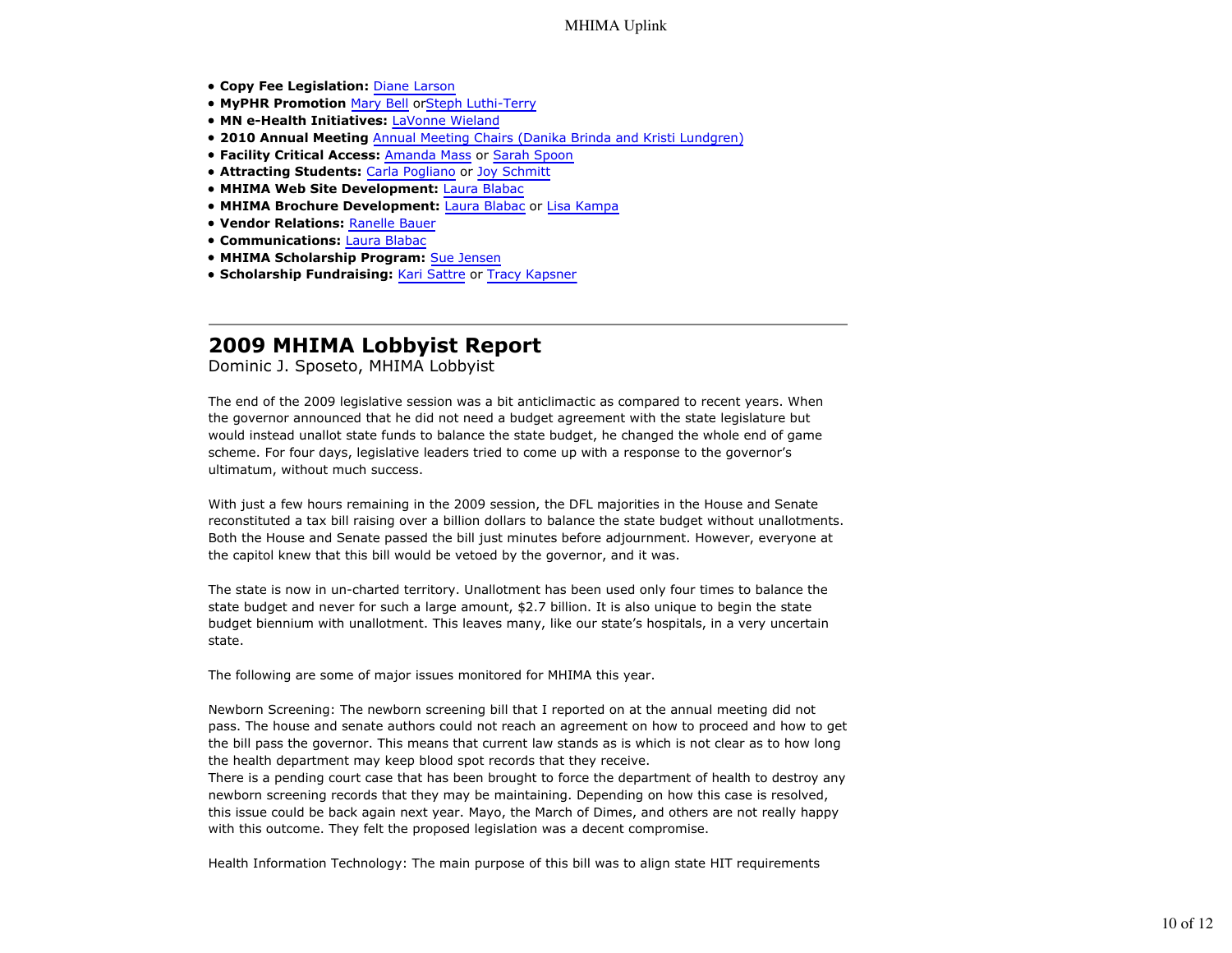- **Copy Fee Legislation:** Diane Larson
- **MyPHR Promotion** Mary Bell orSteph Luthi-Terry
- **MN e-Health Initiatives:** LaVonne Wieland
- **2010 Annual Meeting** Annual Meeting Chairs (Danika Brinda and Kristi Lundgren)
- **Facility Critical Access:** Amanda Mass or Sarah Spoon
- **Attracting Students:** Carla Pogliano or Joy Schmitt
- **MHIMA Web Site Development:** Laura Blabac
- **MHIMA Brochure Development:** Laura Blabac or Lisa Kampa
- **Vendor Relations:** Ranelle Bauer
- **Communications:** Laura Blabac
- **MHIMA Scholarship Program:** Sue Jensen
- **Scholarship Fundraising:** Kari Sattre or Tracy Kapsner

---

## 2009 MHIMA Lobbyist Report

Dominic J. Sposeto, MHIMA Lobbyist

The end of the 2009 legislative session was a bit anticlimactic as compared to recent years. When the governor announced that he did not need a budget agreement with the state legislature but would instead unallot state funds to balance the state budget, he changed the whole end of game scheme. For four days, legislative leaders tried to come up with a response to the governor's ultimatum, without much success.

With just a few hours remaining in the 2009 session, the DFL majorities in the House and Senate reconstituted a tax bill raising over a billion dollars to balance the state budget without unallotments. Both the House and Senate passed the bill just minutes before adjournment. However, everyone at the capitol knew that this bill would be vetoed by the governor, and it was.

The state is now in un-charted territory. Unallotment has been used only four times to balance the state budget and never for such a large amount, $2.7 billion. It is also unique to begin the state budget biennium with unallotment. This leaves many, like our state's hospitals, in a very uncertain state.

The following are some of major issues monitored for MHIMA this year.

Newborn Screening: The newborn screening bill that I reported on at the annual meeting did not pass. The house and senate authors could not reach an agreement on how to proceed and how to get the bill pass the governor. This means that current law stands as is which is not clear as to how long the health department may keep blood spot records that they receive.
There is a pending court case that has been brought to force the department of health to destroy any newborn screening records that they may be maintaining. Depending on how this case is resolved, this issue could be back again next year. Mayo, the March of Dimes, and others are not really happy with this outcome. They felt the proposed legislation was a decent compromise.

Health Information Technology: The main purpose of this bill was to align state HIT requirements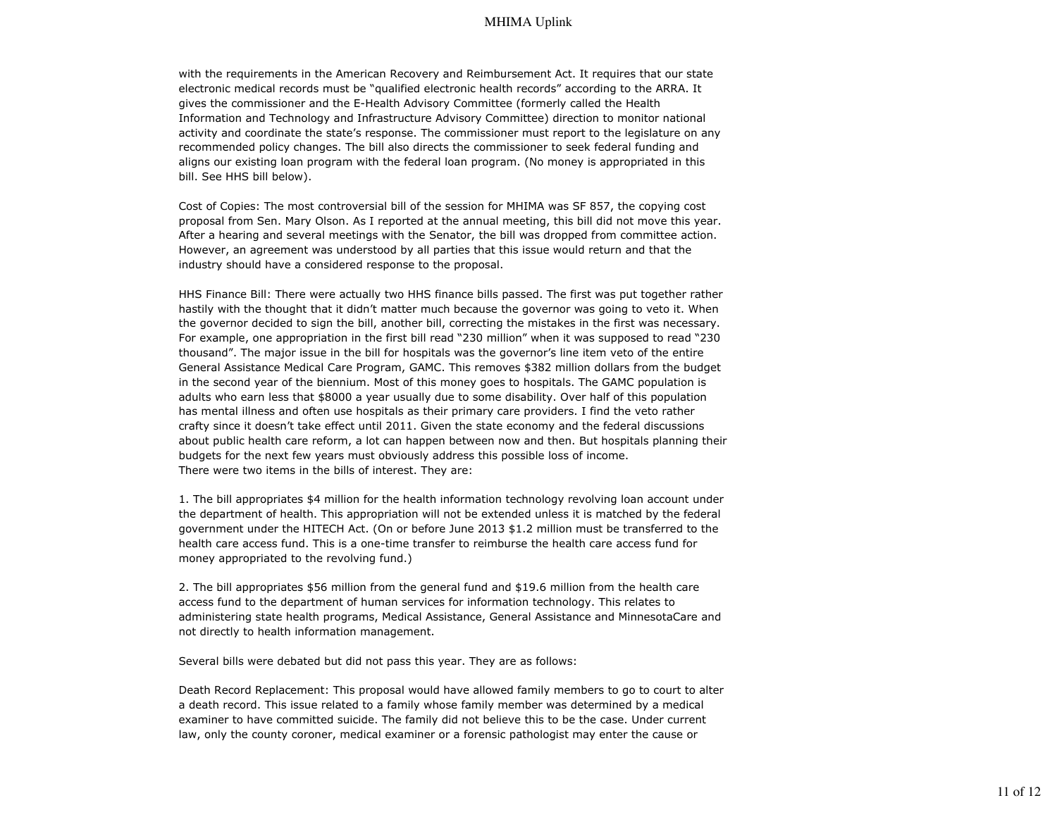with the requirements in the American Recovery and Reimbursement Act. It requires that our state electronic medical records must be “qualified electronic health records” according to the ARRA. It gives the commissioner and the E-Health Advisory Committee (formerly called the Health Information and Technology and Infrastructure Advisory Committee) direction to monitor national activity and coordinate the state’s response. The commissioner must report to the legislature on any recommended policy changes. The bill also directs the commissioner to seek federal funding and aligns our existing loan program with the federal loan program. (No money is appropriated in this bill. See HHS bill below).

Cost of Copies: The most controversial bill of the session for MHIMA was SF 857, the copying cost proposal from Sen. Mary Olson. As I reported at the annual meeting, this bill did not move this year. After a hearing and several meetings with the Senator, the bill was dropped from committee action. However, an agreement was understood by all parties that this issue would return and that the industry should have a considered response to the proposal.

HHS Finance Bill: There were actually two HHS finance bills passed. The first was put together rather hastily with the thought that it didn’t matter much because the governor was going to veto it. When the governor decided to sign the bill, another bill, correcting the mistakes in the first was necessary. For example, one appropriation in the first bill read “230 million” when it was supposed to read “230 thousand”. The major issue in the bill for hospitals was the governor’s line item veto of the entire General Assistance Medical Care Program, GAMC. This removes $382 million dollars from the budget in the second year of the biennium. Most of this money goes to hospitals. The GAMC population is adults who earn less that $8000 a year usually due to some disability. Over half of this population has mental illness and often use hospitals as their primary care providers. I find the veto rather crafty since it doesn’t take effect until 2011. Given the state economy and the federal discussions about public health care reform, a lot can happen between now and then. But hospitals planning their budgets for the next few years must obviously address this possible loss of income.
There were two items in the bills of interest. They are:

1. The bill appropriates $4 million for the health information technology revolving loan account under the department of health. This appropriation will not be extended unless it is matched by the federal government under the HITECH Act. (On or before June 2013 $1.2 million must be transferred to the health care access fund. This is a one-time transfer to reimburse the health care access fund for money appropriated to the revolving fund.)

2. The bill appropriates $56 million from the general fund and $19.6 million from the health care access fund to the department of human services for information technology. This relates to administering state health programs, Medical Assistance, General Assistance and MinnesotaCare and not directly to health information management.

Several bills were debated but did not pass this year. They are as follows:

Death Record Replacement: This proposal would have allowed family members to go to court to alter a death record. This issue related to a family whose family member was determined by a medical examiner to have committed suicide. The family did not believe this to be the case. Under current law, only the county coroner, medical examiner or a forensic pathologist may enter the cause or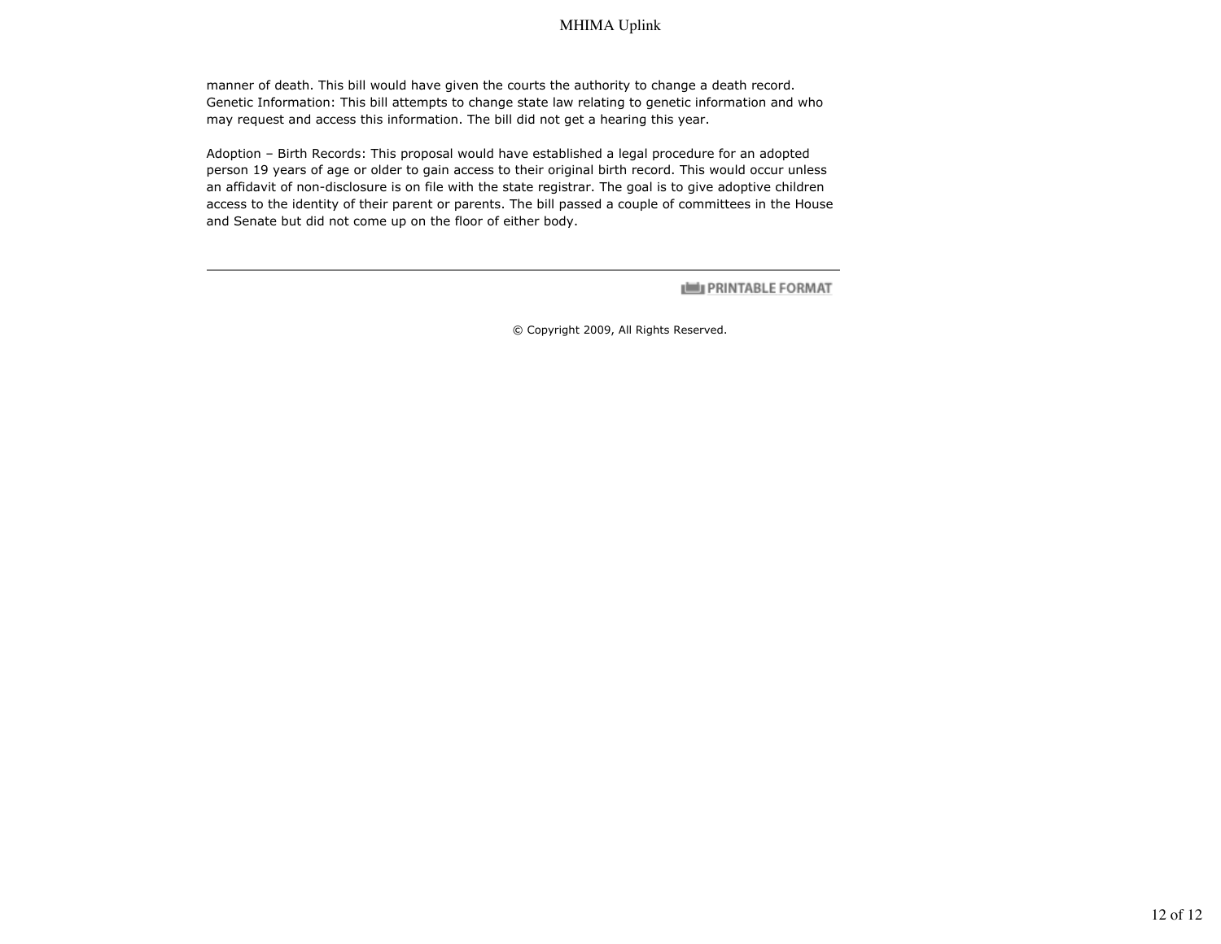manner of death. This bill would have given the courts the authority to change a death record.
Genetic Information: This bill attempts to change state law relating to genetic information and who may request and access this information. The bill did not get a hearing this year.

Adoption – Birth Records: This proposal would have established a legal procedure for an adopted person 19 years of age or older to gain access to their original birth record. This would occur unless an affidavit of non-disclosure is on file with the state registrar. The goal is to give adoptive children access to the identity of their parent or parents. The bill passed a couple of committees in the House and Senate but did not come up on the floor of either body.

---

PRINTABLE FORMAT

© Copyright 2009, All Rights Reserved.